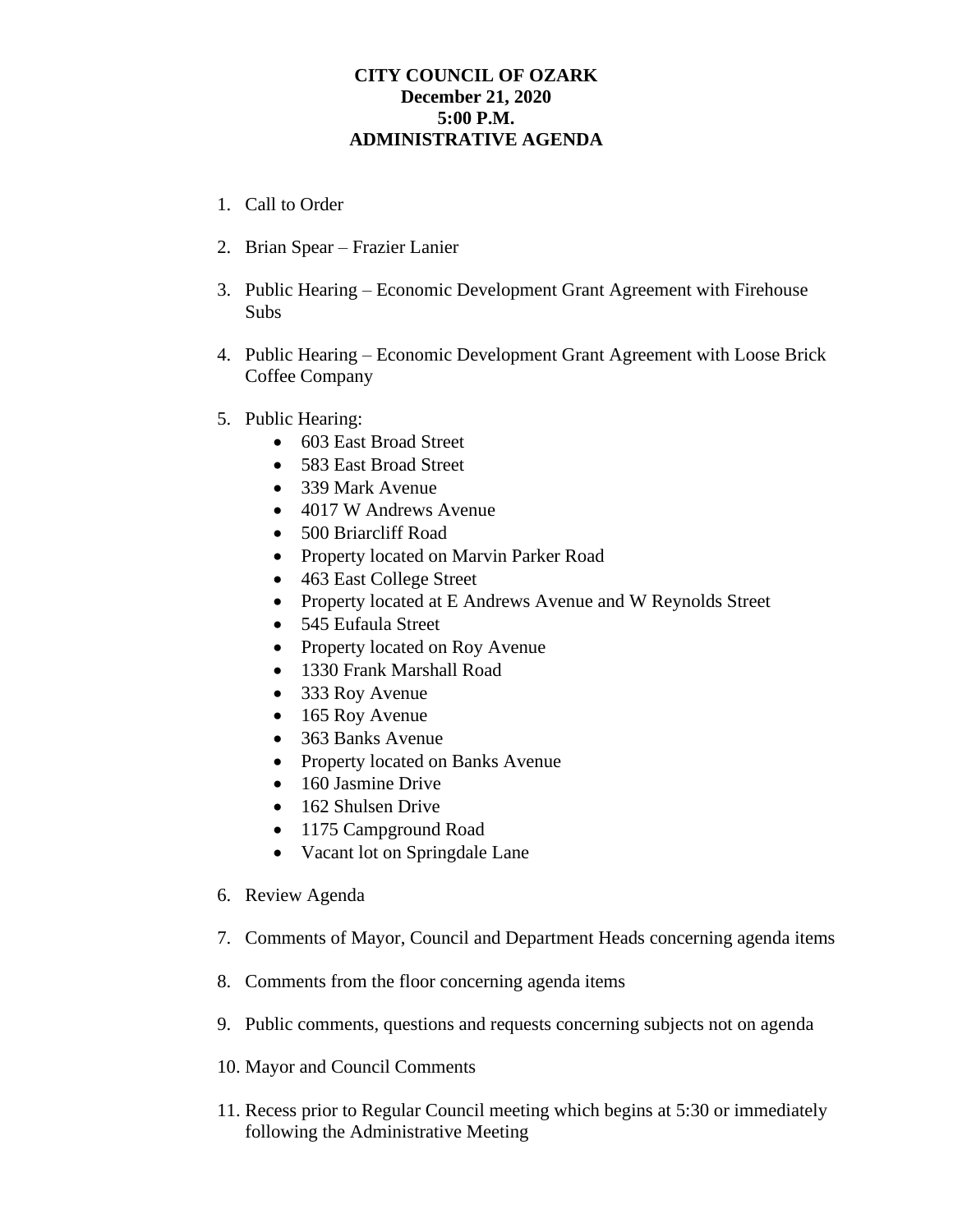**CITY COUNCIL OF OZARK**
**December 21, 2020**
**5:00 P.M.**
**ADMINISTRATIVE AGENDA**

1. Call to Order
2. Brian Spear – Frazier Lanier
3. Public Hearing – Economic Development Grant Agreement with Firehouse Subs
4. Public Hearing – Economic Development Grant Agreement with Loose Brick Coffee Company
5. Public Hearing:
    - 603 East Broad Street
    - 583 East Broad Street
    - 339 Mark Avenue
    - 4017 W Andrews Avenue
    - 500 Briarcliff Road
    - Property located on Marvin Parker Road
    - 463 East College Street
    - Property located at E Andrews Avenue and W Reynolds Street
    - 545 Eufaula Street
    - Property located on Roy Avenue
    - 1330 Frank Marshall Road
    - 333 Roy Avenue
    - 165 Roy Avenue
    - 363 Banks Avenue
    - Property located on Banks Avenue
    - 160 Jasmine Drive
    - 162 Shulsen Drive
    - 1175 Campground Road
    - Vacant lot on Springdale Lane
6. Review Agenda
7. Comments of Mayor, Council and Department Heads concerning agenda items
8. Comments from the floor concerning agenda items
9. Public comments, questions and requests concerning subjects not on agenda
10. Mayor and Council Comments
11. Recess prior to Regular Council meeting which begins at 5:30 or immediately following the Administrative Meeting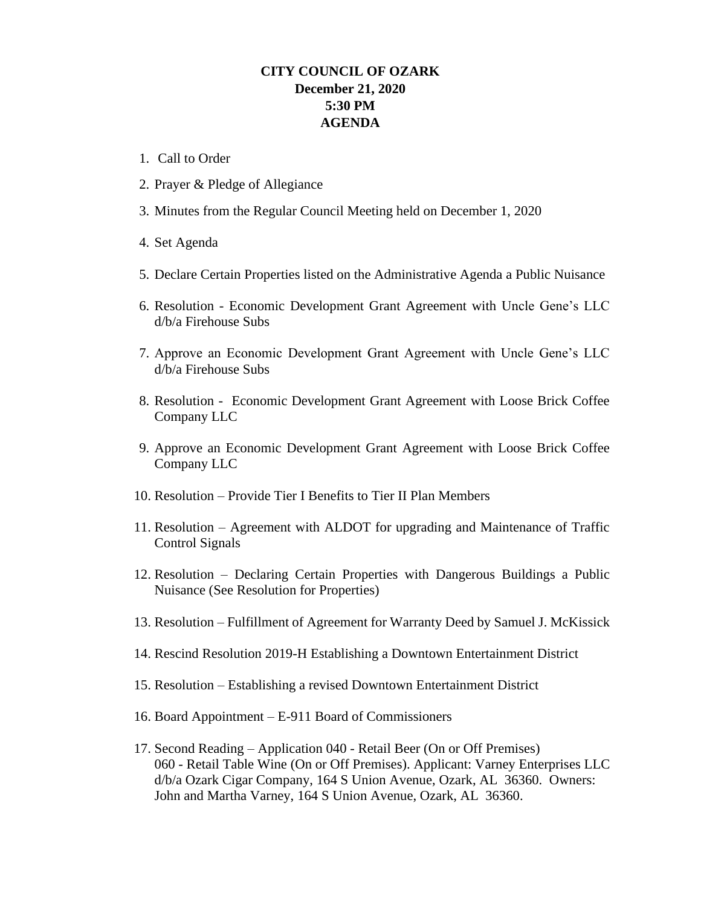**CITY COUNCIL OF OZARK**
**December 21, 2020**
**5:30 PM**
**AGENDA**

1. Call to Order
2. Prayer & Pledge of Allegiance
3. Minutes from the Regular Council Meeting held on December 1, 2020
4. Set Agenda
5. Declare Certain Properties listed on the Administrative Agenda a Public Nuisance
6. Resolution - Economic Development Grant Agreement with Uncle Gene's LLC d/b/a Firehouse Subs
7. Approve an Economic Development Grant Agreement with Uncle Gene's LLC d/b/a Firehouse Subs
8. Resolution - Economic Development Grant Agreement with Loose Brick Coffee Company LLC
9. Approve an Economic Development Grant Agreement with Loose Brick Coffee Company LLC
10. Resolution – Provide Tier I Benefits to Tier II Plan Members
11. Resolution – Agreement with ALDOT for upgrading and Maintenance of Traffic Control Signals
12. Resolution – Declaring Certain Properties with Dangerous Buildings a Public Nuisance (See Resolution for Properties)
13. Resolution – Fulfillment of Agreement for Warranty Deed by Samuel J. McKissick
14. Rescind Resolution 2019-H Establishing a Downtown Entertainment District
15. Resolution – Establishing a revised Downtown Entertainment District
16. Board Appointment – E-911 Board of Commissioners
17. Second Reading – Application 040 - Retail Beer (On or Off Premises) 060 - Retail Table Wine (On or Off Premises). Applicant: Varney Enterprises LLC d/b/a Ozark Cigar Company, 164 S Union Avenue, Ozark, AL 36360. Owners: John and Martha Varney, 164 S Union Avenue, Ozark, AL 36360.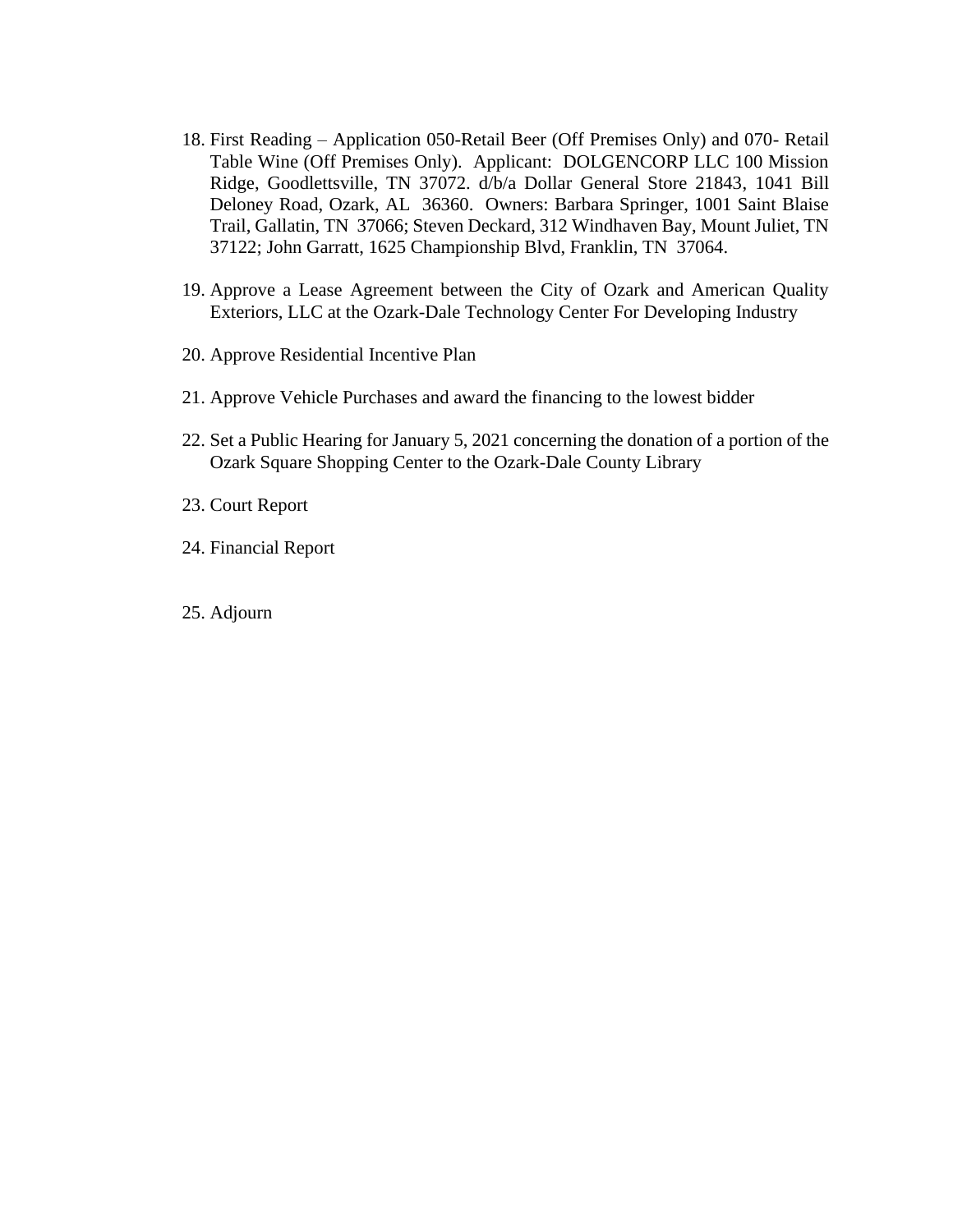18. First Reading – Application 050-Retail Beer (Off Premises Only) and 070- Retail Table Wine (Off Premises Only). Applicant: DOLGENCORP LLC 100 Mission Ridge, Goodlettsville, TN 37072. d/b/a Dollar General Store 21843, 1041 Bill Deloney Road, Ozark, AL 36360. Owners: Barbara Springer, 1001 Saint Blaise Trail, Gallatin, TN 37066; Steven Deckard, 312 Windhaven Bay, Mount Juliet, TN 37122; John Garratt, 1625 Championship Blvd, Franklin, TN 37064.

19. Approve a Lease Agreement between the City of Ozark and American Quality Exteriors, LLC at the Ozark-Dale Technology Center For Developing Industry

20. Approve Residential Incentive Plan

21. Approve Vehicle Purchases and award the financing to the lowest bidder

22. Set a Public Hearing for January 5, 2021 concerning the donation of a portion of the Ozark Square Shopping Center to the Ozark-Dale County Library

23. Court Report

24. Financial Report

25. Adjourn